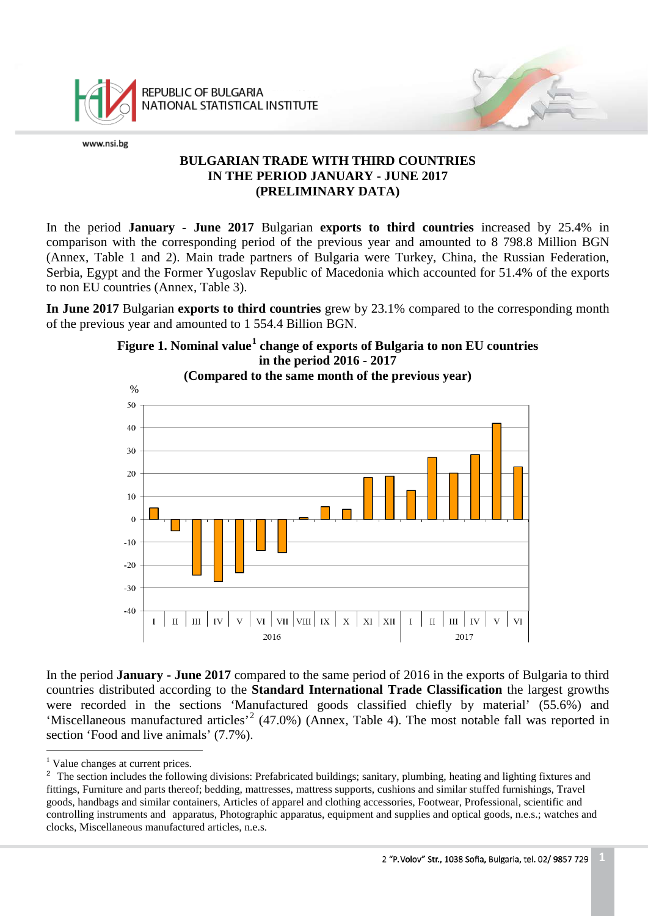# BULGARIAN TRADE WITH THIRD COUNTRIES IN THE PERIOD JANUARY - JUNE 2017 (PRELIMINARY DATA)

In the period **January - June 2017** Bulgarian **exports to third countries** increased by 25.4% in comparison with the corresponding period of the previous year and amounted to 8 798.8 Million BGN (Annex, Table 1 and 2). Main trade partners of Bulgaria were Turkey, China, the Russian Federation, Serbia, Egypt and the Former Yugoslav Republic of Macedonia which accounted for 51.4% of the exports to non EU countries (Annex, Table 3).

**In June 2017** Bulgarian **exports to third countries** grew by 23.1% compared to the corresponding month of the previous year and amounted to 1 554.4 Billion BGN.

**Figure 1. Nominal value[1] change of exports of Bulgaria to non EU countries in the period 2016 - 2017 (Compared to the same month of the previous year)**

In the period **January - June 2017** compared to the same period of 2016 in the exports of Bulgaria to third countries distributed according to the **Standard International Trade Classification** the largest growths were recorded in the sections 'Manufactured goods classified chiefly by material' (55.6%) and 'Miscellaneous manufactured articles'[2] (47.0%) (Annex, Table 4). The most notable fall was reported in section 'Food and live animals' (7.7%).

---

[1] Value changes at current prices.

[2] The section includes the following divisions: Prefabricated buildings; sanitary, plumbing, heating and lighting fixtures and fittings, Furniture and parts thereof; bedding, mattresses, mattress supports, cushions and similar stuffed furnishings, Travel goods, handbags and similar containers, Articles of apparel and clothing accessories, Footwear, Professional, scientific and controlling instruments and apparatus, Photographic apparatus, equipment and supplies and optical goods, n.e.s.; watches and clocks, Miscellaneous manufactured articles, n.e.s.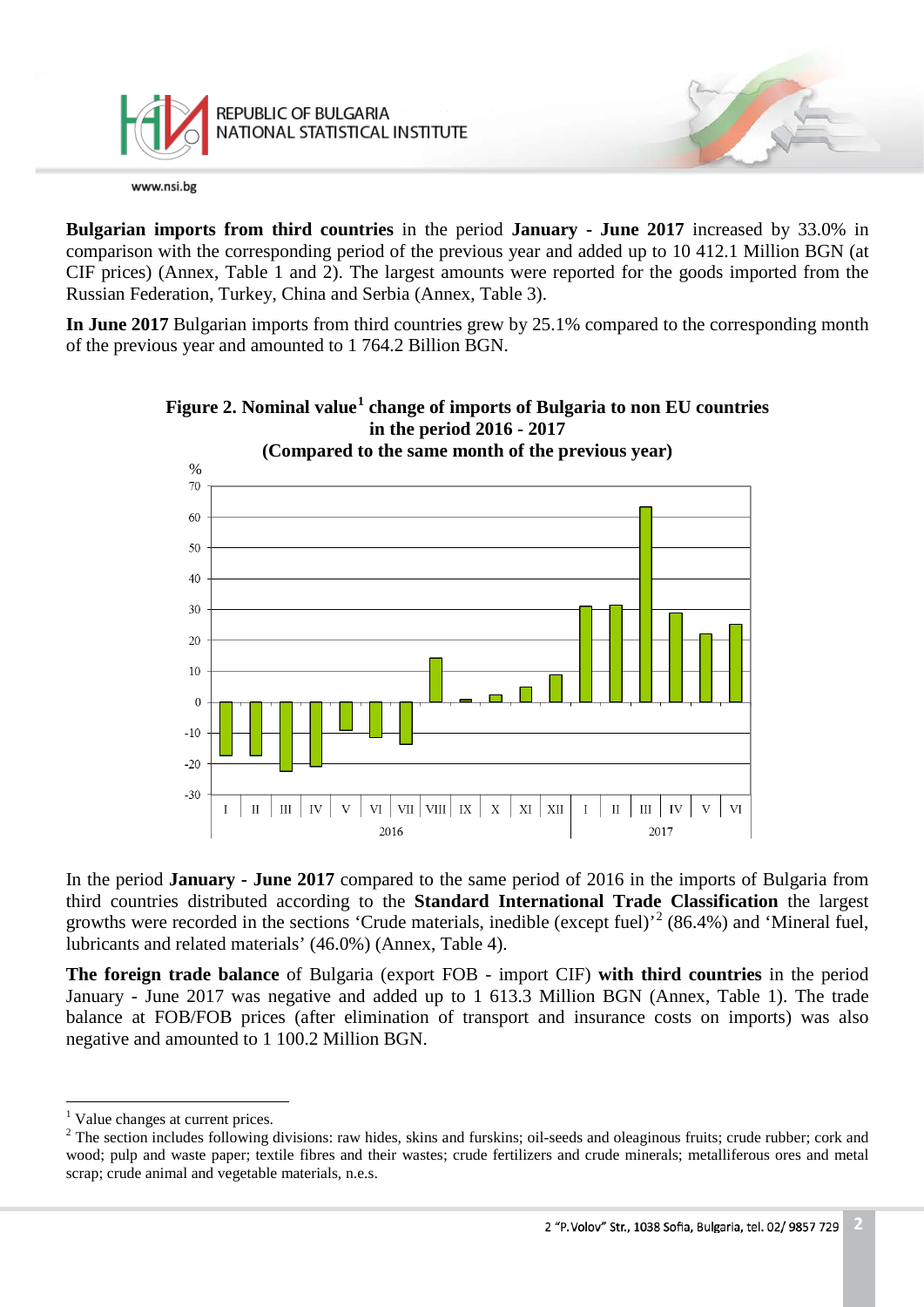**Bulgarian imports from third countries** in the period **January - June 2017** increased by 33.0% in comparison with the corresponding period of the previous year and added up to 10 412.1 Million BGN (at CIF prices) (Annex, Table 1 and 2). The largest amounts were reported for the goods imported from the Russian Federation, Turkey, China and Serbia (Annex, Table 3).

**In June 2017** Bulgarian imports from third countries grew by 25.1% compared to the corresponding month of the previous year and amounted to 1 764.2 Billion BGN.

**Figure 2. Nominal value[1] change of imports of Bulgaria to non EU countries in the period 2016 - 2017 (Compared to the same month of the previous year)**

In the period **January - June 2017** compared to the same period of 2016 in the imports of Bulgaria from third countries distributed according to the **Standard International Trade Classification** the largest growths were recorded in the sections 'Crude materials, inedible (except fuel)'[2] (86.4%) and 'Mineral fuel, lubricants and related materials' (46.0%) (Annex, Table 4).

**The foreign trade balance** of Bulgaria (export FOB - import CIF) **with third countries** in the period January - June 2017 was negative and added up to 1 613.3 Million BGN (Annex, Table 1). The trade balance at FOB/FOB prices (after elimination of transport and insurance costs on imports) was also negative and amounted to 1 100.2 Million BGN.

---

[1] Value changes at current prices.

[2] The section includes following divisions: raw hides, skins and furskins; oil-seeds and oleaginous fruits; crude rubber; cork and wood; pulp and waste paper; textile fibres and their wastes; crude fertilizers and crude minerals; metalliferous ores and metal scrap; crude animal and vegetable materials, n.e.s.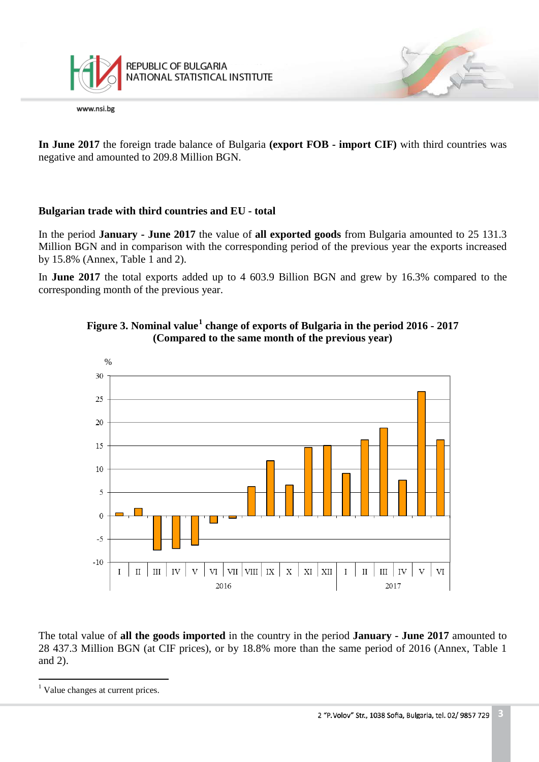**In June 2017** the foreign trade balance of Bulgaria **(export FOB - import CIF)** with third countries was negative and amounted to 209.8 Million BGN.

### Bulgarian trade with third countries and EU - total

In the period **January - June 2017** the value of **all exported goods** from Bulgaria amounted to 25 131.3 Million BGN and in comparison with the corresponding period of the previous year the exports increased by 15.8% (Annex, Table 1 and 2).

In **June 2017** the total exports added up to 4 603.9 Billion BGN and grew by 16.3% compared to the corresponding month of the previous year.

**Figure 3. Nominal value[1] change of exports of Bulgaria in the period 2016 - 2017 (Compared to the same month of the previous year)**

The total value of **all the goods imported** in the country in the period **January - June 2017** amounted to 28 437.3 Million BGN (at CIF prices), or by 18.8% more than the same period of 2016 (Annex, Table 1 and 2).

---

[1] Value changes at current prices.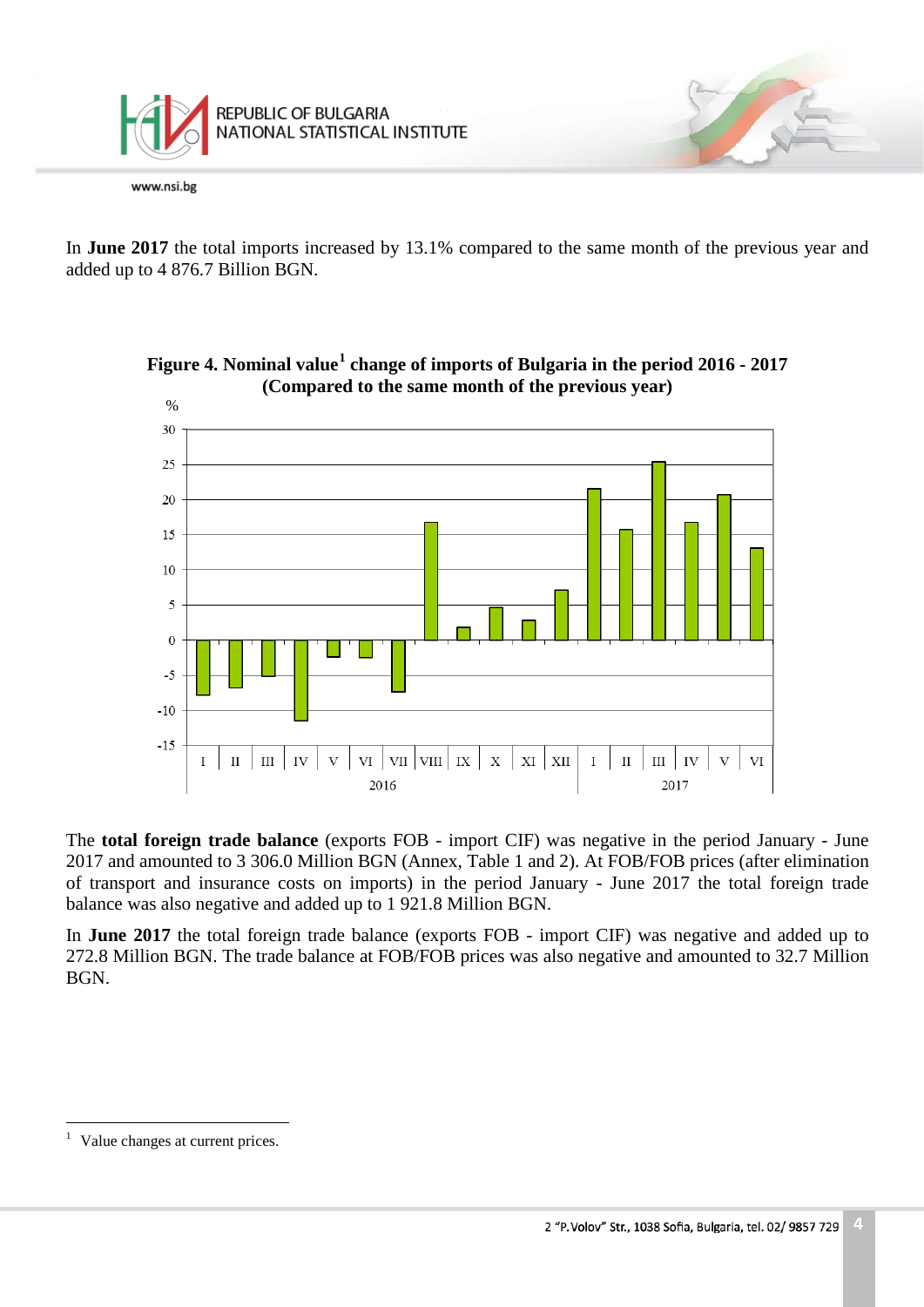In **June 2017** the total imports increased by 13.1% compared to the same month of the previous year and added up to 4 876.7 Billion BGN.

**Figure 4. Nominal value[1] change of imports of Bulgaria in the period 2016 - 2017 (Compared to the same month of the previous year)**

The **total foreign trade balance** (exports FOB - import CIF) was negative in the period January - June 2017 and amounted to 3 306.0 Million BGN (Annex, Table 1 and 2). At FOB/FOB prices (after elimination of transport and insurance costs on imports) in the period January - June 2017 the total foreign trade balance was also negative and added up to 1 921.8 Million BGN.

In **June 2017** the total foreign trade balance (exports FOB - import CIF) was negative and added up to 272.8 Million BGN. The trade balance at FOB/FOB prices was also negative and amounted to 32.7 Million BGN.

[1] Value changes at current prices.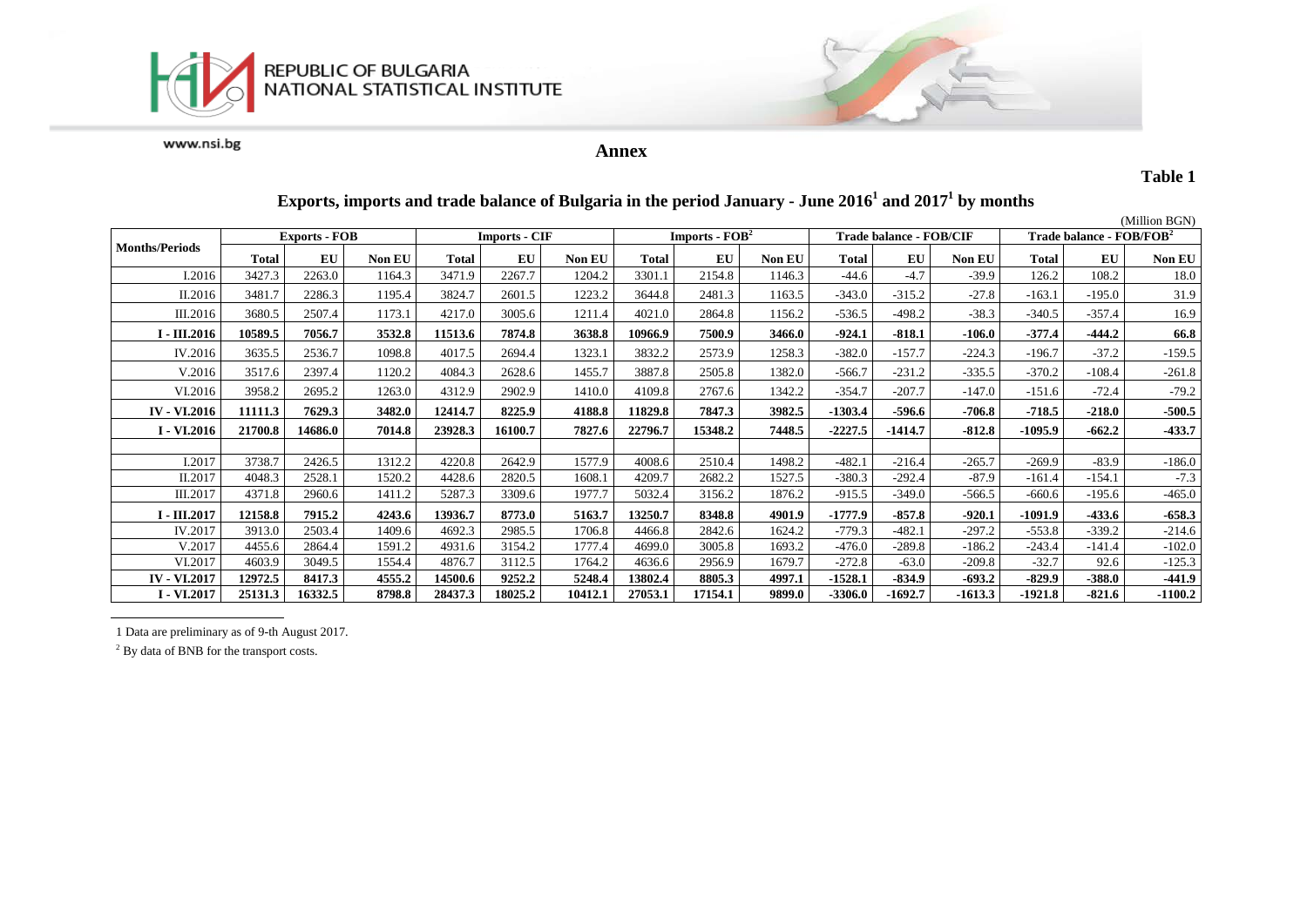## Annex

**Table 1**

### Exports, imports and trade balance of Bulgaria in the period January - June 2016[1] and 2017[1] by months

(Million BGN)

| Months/Periods | Exports - FOB | | | Imports - CIF | | | Imports - FOB[2] | | | Trade balance - FOB/CIF | | | Trade balance - FOB/FOB[2] | | |
|---|---|---|---|---|---|---|---|---|---|---|---|---|---|---|---|
| | Total | EU | Non EU | Total | EU | Non EU | Total | EU | Non EU | Total | EU | Non EU | Total | EU | Non EU |
| I.2016 | 3427.3 | 2263.0 | 1164.3 | 3471.9 | 2267.7 | 1204.2 | 3301.1 | 2154.8 | 1146.3 | -44.6 | -4.7 | -39.9 | 126.2 | 108.2 | 18.0 |
| II.2016 | 3481.7 | 2286.3 | 1195.4 | 3824.7 | 2601.5 | 1223.2 | 3644.8 | 2481.3 | 1163.5 | -343.0 | -315.2 | -27.8 | -163.1 | -195.0 | 31.9 |
| III.2016 | 3680.5 | 2507.4 | 1173.1 | 4217.0 | 3005.6 | 1211.4 | 4021.0 | 2864.8 | 1156.2 | -536.5 | -498.2 | -38.3 | -340.5 | -357.4 | 16.9 |
| **I - III.2016** | **10589.5** | **7056.7** | **3532.8** | **11513.6** | **7874.8** | **3638.8** | **10966.9** | **7500.9** | **3466.0** | **-924.1** | **-818.1** | **-106.0** | **-377.4** | **-444.2** | **66.8** |
| IV.2016 | 3635.5 | 2536.7 | 1098.8 | 4017.5 | 2694.4 | 1323.1 | 3832.2 | 2573.9 | 1258.3 | -382.0 | -157.7 | -224.3 | -196.7 | -37.2 | -159.5 |
| V.2016 | 3517.6 | 2397.4 | 1120.2 | 4084.3 | 2628.6 | 1455.7 | 3887.8 | 2505.8 | 1382.0 | -566.7 | -231.2 | -335.5 | -370.2 | -108.4 | -261.8 |
| VI.2016 | 3958.2 | 2695.2 | 1263.0 | 4312.9 | 2902.9 | 1410.0 | 4109.8 | 2767.6 | 1342.2 | -354.7 | -207.7 | -147.0 | -151.6 | -72.4 | -79.2 |
| **IV - VI.2016** | **11111.3** | **7629.3** | **3482.0** | **12414.7** | **8225.9** | **4188.8** | **11829.8** | **7847.3** | **3982.5** | **-1303.4** | **-596.6** | **-706.8** | **-718.5** | **-218.0** | **-500.5** |
| **I - VI.2016** | **21700.8** | **14686.0** | **7014.8** | **23928.3** | **16100.7** | **7827.6** | **22796.7** | **15348.2** | **7448.5** | **-2227.5** | **-1414.7** | **-812.8** | **-1095.9** | **-662.2** | **-433.7** |
| | | | | | | | | | | | | | | | |
| I.2017 | 3738.7 | 2426.5 | 1312.2 | 4220.8 | 2642.9 | 1577.9 | 4008.6 | 2510.4 | 1498.2 | -482.1 | -216.4 | -265.7 | -269.9 | -83.9 | -186.0 |
| II.2017 | 4048.3 | 2528.1 | 1520.2 | 4428.6 | 2820.5 | 1608.1 | 4209.7 | 2682.2 | 1527.5 | -380.3 | -292.4 | -87.9 | -161.4 | -154.1 | -7.3 |
| III.2017 | 4371.8 | 2960.6 | 1411.2 | 5287.3 | 3309.6 | 1977.7 | 5032.4 | 3156.2 | 1876.2 | -915.5 | -349.0 | -566.5 | -660.6 | -195.6 | -465.0 |
| **I - III.2017** | **12158.8** | **7915.2** | **4243.6** | **13936.7** | **8773.0** | **5163.7** | **13250.7** | **8348.8** | **4901.9** | **-1777.9** | **-857.8** | **-920.1** | **-1091.9** | **-433.6** | **-658.3** |
| IV.2017 | 3913.0 | 2503.4 | 1409.6 | 4692.3 | 2985.5 | 1706.8 | 4466.8 | 2842.6 | 1624.2 | -779.3 | -482.1 | -297.2 | -553.8 | -339.2 | -214.6 |
| V.2017 | 4455.6 | 2864.4 | 1591.2 | 4931.6 | 3154.2 | 1777.4 | 4699.0 | 3005.8 | 1693.2 | -476.0 | -289.8 | -186.2 | -243.4 | -141.4 | -102.0 |
| VI.2017 | 4603.9 | 3049.5 | 1554.4 | 4876.7 | 3112.5 | 1764.2 | 4636.6 | 2956.9 | 1679.7 | -272.8 | -63.0 | -209.8 | -32.7 | 92.6 | -125.3 |
| **IV - VI.2017** | **12972.5** | **8417.3** | **4555.2** | **14500.6** | **9252.2** | **5248.4** | **13802.4** | **8805.3** | **4997.1** | **-1528.1** | **-834.9** | **-693.2** | **-829.9** | **-388.0** | **-441.9** |
| **I - VI.2017** | **25131.3** | **16332.5** | **8798.8** | **28437.3** | **18025.2** | **10412.1** | **27053.1** | **17154.1** | **9899.0** | **-3306.0** | **-1692.7** | **-1613.3** | **-1921.8** | **-821.6** | **-1100.2** |

1 Data are preliminary as of 9-th August 2017.

2 By data of BNB for the transport costs.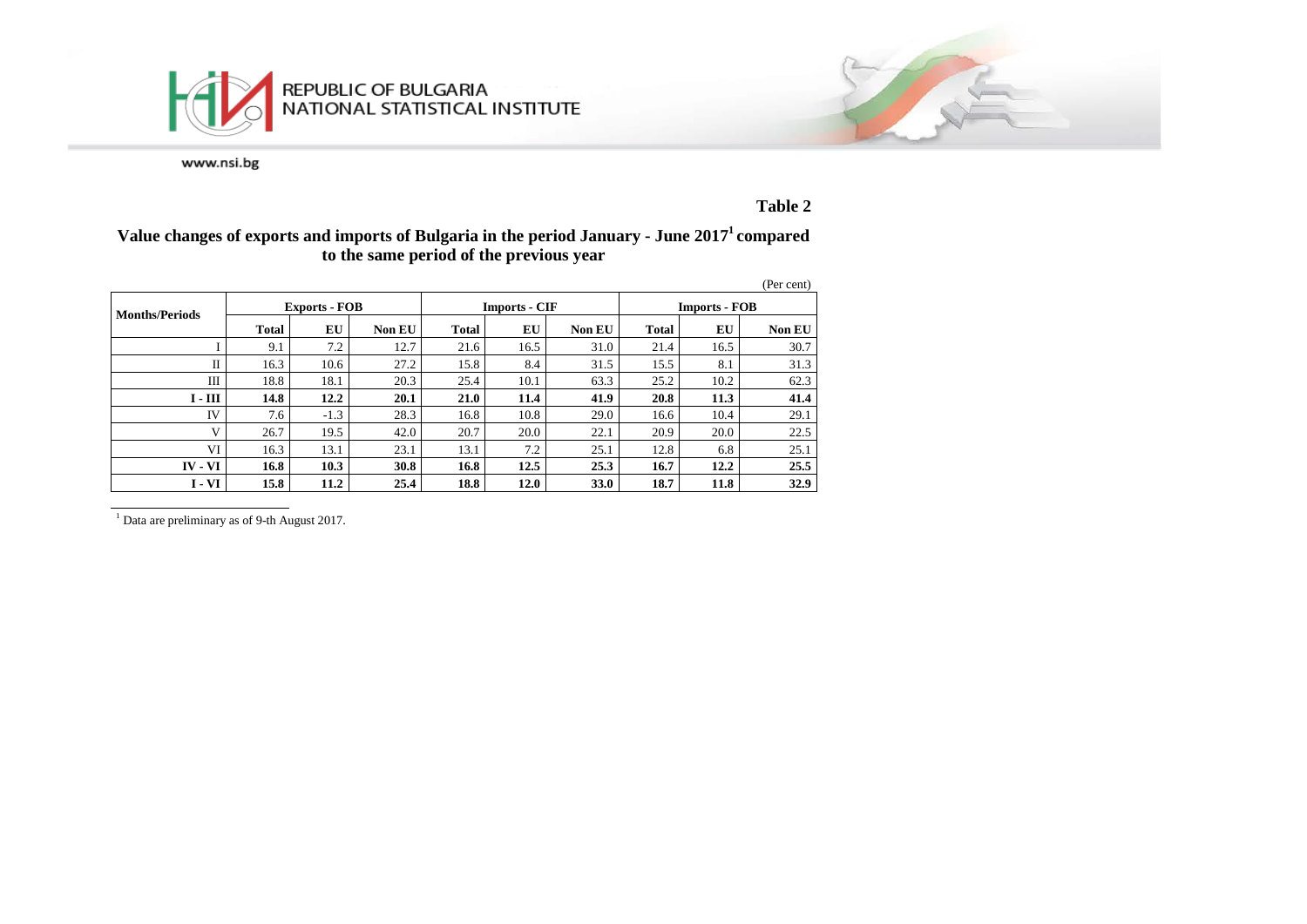**Table 2**

**Value changes of exports and imports of Bulgaria in the period January - June 2017[1] compared to the same period of the previous year**

(Per cent)

| Months/Periods | Exports - FOB | | | Imports - CIF | | | Imports - FOB | | |
|---|---|---|---|---|---|---|---|---|---|
| | Total | EU | Non EU | Total | EU | Non EU | Total | EU | Non EU |
| I | 9.1 | 7.2 | 12.7 | 21.6 | 16.5 | 31.0 | 21.4 | 16.5 | 30.7 |
| II | 16.3 | 10.6 | 27.2 | 15.8 | 8.4 | 31.5 | 15.5 | 8.1 | 31.3 |
| III | 18.8 | 18.1 | 20.3 | 25.4 | 10.1 | 63.3 | 25.2 | 10.2 | 62.3 |
| **I - III** | **14.8** | **12.2** | **20.1** | **21.0** | **11.4** | **41.9** | **20.8** | **11.3** | **41.4** |
| IV | 7.6 | -1.3 | 28.3 | 16.8 | 10.8 | 29.0 | 16.6 | 10.4 | 29.1 |
| V | 26.7 | 19.5 | 42.0 | 20.7 | 20.0 | 22.1 | 20.9 | 20.0 | 22.5 |
| VI | 16.3 | 13.1 | 23.1 | 13.1 | 7.2 | 25.1 | 12.8 | 6.8 | 25.1 |
| **IV - VI** | **16.8** | **10.3** | **30.8** | **16.8** | **12.5** | **25.3** | **16.7** | **12.2** | **25.5** |
| **I - VI** | **15.8** | **11.2** | **25.4** | **18.8** | **12.0** | **33.0** | **18.7** | **11.8** | **32.9** |

[1] Data are preliminary as of 9-th August 2017.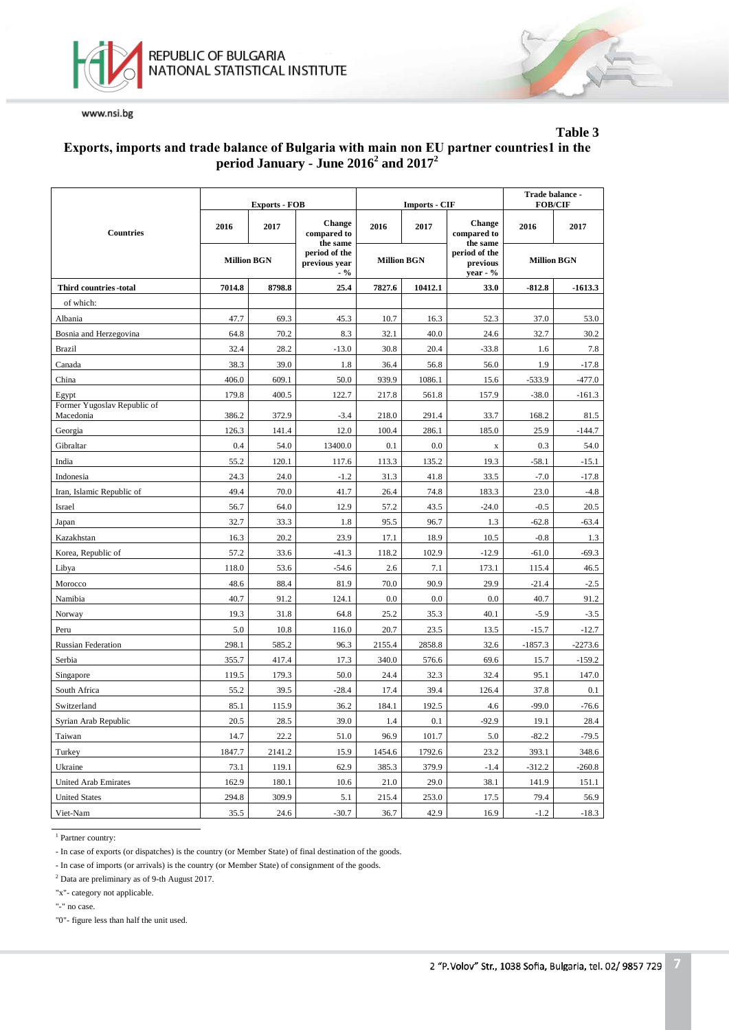**Table 3**

## Exports, imports and trade balance of Bulgaria with main non EU partner countries[1] in the period January - June 2016[2] and 2017[2]

| Countries | Exports - FOB | | | Imports - CIF | | | Trade balance - FOB/CIF | |
|---|---|---|---|---|---|---|---|---|
| | 2016 | 2017 | Change compared to the same period of the previous year - % | 2016 | 2017 | Change compared to the same period of the previous year - % | 2016 | 2017 |
| | Million BGN | | | Million BGN | | | Million BGN | |
| **Third countries -total** | **7014.8** | **8798.8** | **25.4** | **7827.6** | **10412.1** | **33.0** | **-812.8** | **-1613.3** |
| of which: | | | | | | | | |
| Albania | 47.7 | 69.3 | 45.3 | 10.7 | 16.3 | 52.3 | 37.0 | 53.0 |
| Bosnia and Herzegovina | 64.8 | 70.2 | 8.3 | 32.1 | 40.0 | 24.6 | 32.7 | 30.2 |
| Brazil | 32.4 | 28.2 | -13.0 | 30.8 | 20.4 | -33.8 | 1.6 | 7.8 |
| Canada | 38.3 | 39.0 | 1.8 | 36.4 | 56.8 | 56.0 | 1.9 | -17.8 |
| China | 406.0 | 609.1 | 50.0 | 939.9 | 1086.1 | 15.6 | -533.9 | -477.0 |
| Egypt | 179.8 | 400.5 | 122.7 | 217.8 | 561.8 | 157.9 | -38.0 | -161.3 |
| Former Yugoslav Republic of Macedonia | 386.2 | 372.9 | -3.4 | 218.0 | 291.4 | 33.7 | 168.2 | 81.5 |
| Georgia | 126.3 | 141.4 | 12.0 | 100.4 | 286.1 | 185.0 | 25.9 | -144.7 |
| Gibraltar | 0.4 | 54.0 | 13400.0 | 0.1 | 0.0 | x | 0.3 | 54.0 |
| India | 55.2 | 120.1 | 117.6 | 113.3 | 135.2 | 19.3 | -58.1 | -15.1 |
| Indonesia | 24.3 | 24.0 | -1.2 | 31.3 | 41.8 | 33.5 | -7.0 | -17.8 |
| Iran, Islamic Republic of | 49.4 | 70.0 | 41.7 | 26.4 | 74.8 | 183.3 | 23.0 | -4.8 |
| Israel | 56.7 | 64.0 | 12.9 | 57.2 | 43.5 | -24.0 | -0.5 | 20.5 |
| Japan | 32.7 | 33.3 | 1.8 | 95.5 | 96.7 | 1.3 | -62.8 | -63.4 |
| Kazakhstan | 16.3 | 20.2 | 23.9 | 17.1 | 18.9 | 10.5 | -0.8 | 1.3 |
| Korea, Republic of | 57.2 | 33.6 | -41.3 | 118.2 | 102.9 | -12.9 | -61.0 | -69.3 |
| Libya | 118.0 | 53.6 | -54.6 | 2.6 | 7.1 | 173.1 | 115.4 | 46.5 |
| Morocco | 48.6 | 88.4 | 81.9 | 70.0 | 90.9 | 29.9 | -21.4 | -2.5 |
| Namibia | 40.7 | 91.2 | 124.1 | 0.0 | 0.0 | 0.0 | 40.7 | 91.2 |
| Norway | 19.3 | 31.8 | 64.8 | 25.2 | 35.3 | 40.1 | -5.9 | -3.5 |
| Peru | 5.0 | 10.8 | 116.0 | 20.7 | 23.5 | 13.5 | -15.7 | -12.7 |
| Russian Federation | 298.1 | 585.2 | 96.3 | 2155.4 | 2858.8 | 32.6 | -1857.3 | -2273.6 |
| Serbia | 355.7 | 417.4 | 17.3 | 340.0 | 576.6 | 69.6 | 15.7 | -159.2 |
| Singapore | 119.5 | 179.3 | 50.0 | 24.4 | 32.3 | 32.4 | 95.1 | 147.0 |
| South Africa | 55.2 | 39.5 | -28.4 | 17.4 | 39.4 | 126.4 | 37.8 | 0.1 |
| Switzerland | 85.1 | 115.9 | 36.2 | 184.1 | 192.5 | 4.6 | -99.0 | -76.6 |
| Syrian Arab Republic | 20.5 | 28.5 | 39.0 | 1.4 | 0.1 | -92.9 | 19.1 | 28.4 |
| Taiwan | 14.7 | 22.2 | 51.0 | 96.9 | 101.7 | 5.0 | -82.2 | -79.5 |
| Turkey | 1847.7 | 2141.2 | 15.9 | 1454.6 | 1792.6 | 23.2 | 393.1 | 348.6 |
| Ukraine | 73.1 | 119.1 | 62.9 | 385.3 | 379.9 | -1.4 | -312.2 | -260.8 |
| United Arab Emirates | 162.9 | 180.1 | 10.6 | 21.0 | 29.0 | 38.1 | 141.9 | 151.1 |
| United States | 294.8 | 309.9 | 5.1 | 215.4 | 253.0 | 17.5 | 79.4 | 56.9 |
| Viet-Nam | 35.5 | 24.6 | -30.7 | 36.7 | 42.9 | 16.9 | -1.2 | -18.3 |

[1] Partner country:

- In case of exports (or dispatches) is the country (or Member State) of final destination of the goods.

- In case of imports (or arrivals) is the country (or Member State) of consignment of the goods.

[2] Data are preliminary as of 9-th August 2017.

"x"- category not applicable.

"-" no case.

"0"- figure less than half the unit used.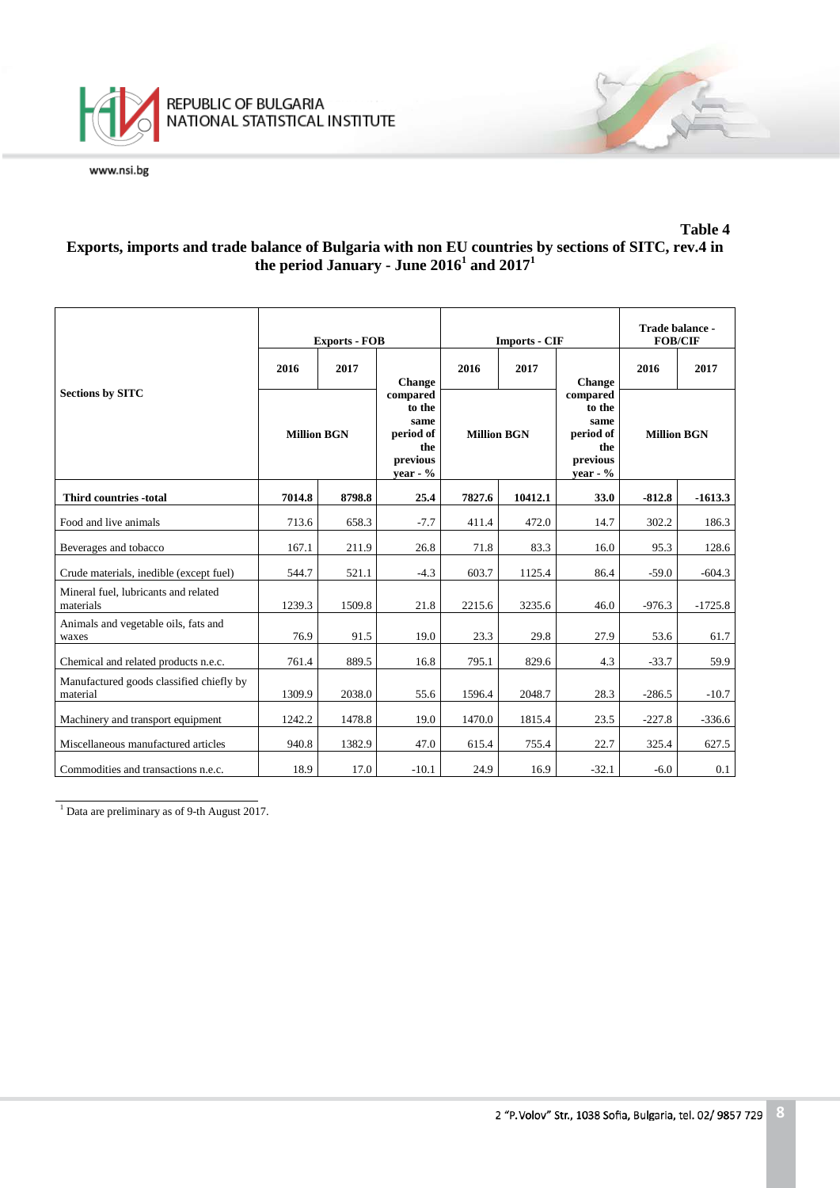Table 4

## Exports, imports and trade balance of Bulgaria with non EU countries by sections of SITC, rev.4 in the period January - June 2016[1] and 2017[1]

| Sections by SITC | Exports - FOB | | | Imports - CIF | | | Trade balance - FOB/CIF | |
|---|---|---|---|---|---|---|---|---|
| | 2016 | 2017 | Change compared to the same period of the previous year - % | 2016 | 2017 | Change compared to the same period of the previous year - % | 2016 | 2017 |
| | Million BGN | | | Million BGN | | | Million BGN | |
| **Third countries -total** | **7014.8** | **8798.8** | **25.4** | **7827.6** | **10412.1** | **33.0** | **-812.8** | **-1613.3** |
| Food and live animals | 713.6 | 658.3 | -7.7 | 411.4 | 472.0 | 14.7 | 302.2 | 186.3 |
| Beverages and tobacco | 167.1 | 211.9 | 26.8 | 71.8 | 83.3 | 16.0 | 95.3 | 128.6 |
| Crude materials, inedible (except fuel) | 544.7 | 521.1 | -4.3 | 603.7 | 1125.4 | 86.4 | -59.0 | -604.3 |
| Mineral fuel, lubricants and related materials | 1239.3 | 1509.8 | 21.8 | 2215.6 | 3235.6 | 46.0 | -976.3 | -1725.8 |
| Animals and vegetable oils, fats and waxes | 76.9 | 91.5 | 19.0 | 23.3 | 29.8 | 27.9 | 53.6 | 61.7 |
| Chemical and related products n.e.c. | 761.4 | 889.5 | 16.8 | 795.1 | 829.6 | 4.3 | -33.7 | 59.9 |
| Manufactured goods classified chiefly by material | 1309.9 | 2038.0 | 55.6 | 1596.4 | 2048.7 | 28.3 | -286.5 | -10.7 |
| Machinery and transport equipment | 1242.2 | 1478.8 | 19.0 | 1470.0 | 1815.4 | 23.5 | -227.8 | -336.6 |
| Miscellaneous manufactured articles | 940.8 | 1382.9 | 47.0 | 615.4 | 755.4 | 22.7 | 325.4 | 627.5 |
| Commodities and transactions n.e.c. | 18.9 | 17.0 | -10.1 | 24.9 | 16.9 | -32.1 | -6.0 | 0.1 |

[1] Data are preliminary as of 9-th August 2017.